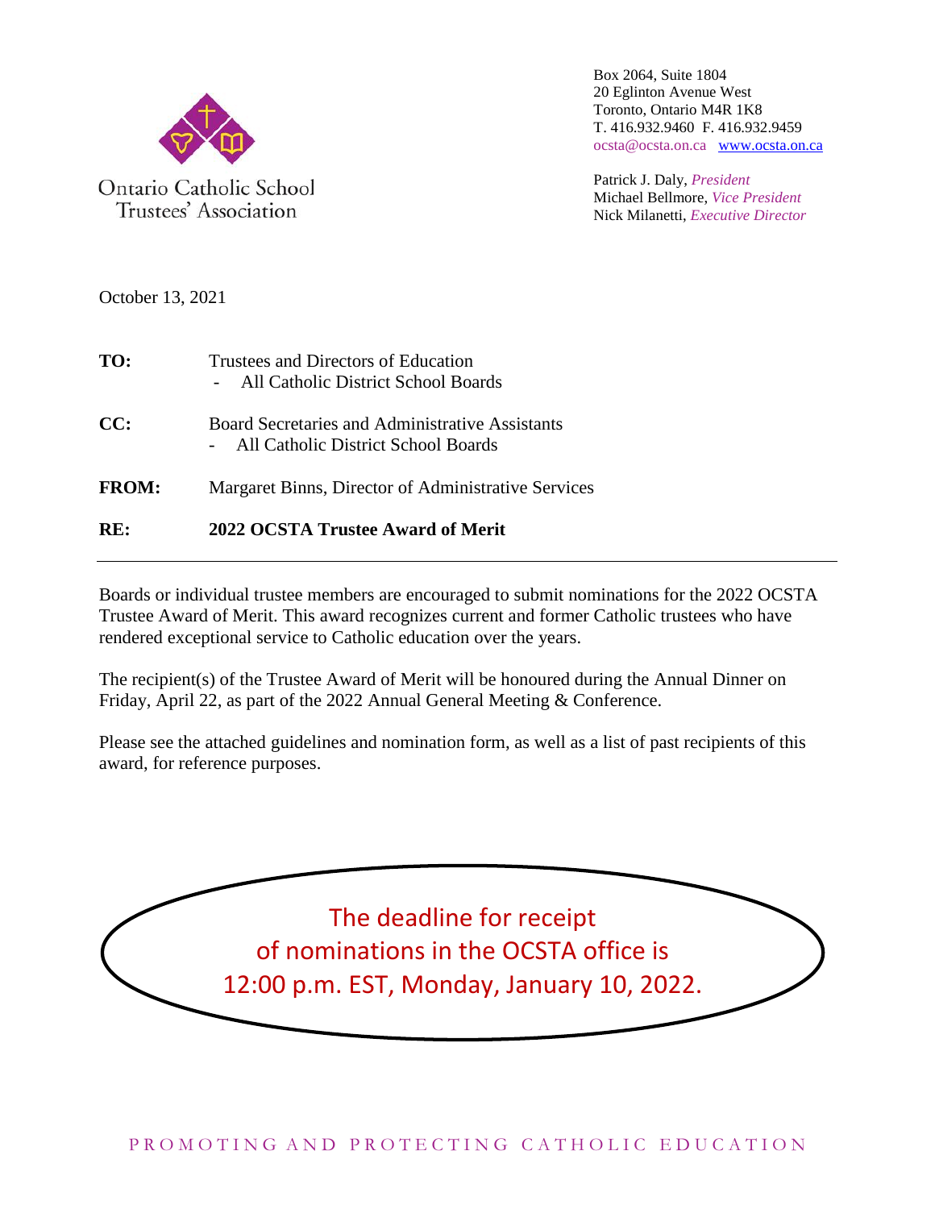Ontario Catholic School Trustees' Association

Box 2064, Suite 1804
20 Eglinton Avenue West
Toronto, Ontario M4R 1K8
T. 416.932.9460 F. 416.932.9459
ocsta@ocsta.on.ca www.ocsta.on.ca

Patrick J. Daly, *President*
Michael Bellmore, *Vice President*
Nick Milanetti, *Executive Director*

October 13, 2021

**TO:** Trustees and Directors of Education
- All Catholic District School Boards

**CC:** Board Secretaries and Administrative Assistants
- All Catholic District School Boards

**FROM:** Margaret Binns, Director of Administrative Services

**RE:** **2022 OCSTA Trustee Award of Merit**

---

Boards or individual trustee members are encouraged to submit nominations for the 2022 OCSTA Trustee Award of Merit. This award recognizes current and former Catholic trustees who have rendered exceptional service to Catholic education over the years.

The recipient(s) of the Trustee Award of Merit will be honoured during the Annual Dinner on Friday, April 22, as part of the 2022 Annual General Meeting & Conference.

Please see the attached guidelines and nomination form, as well as a list of past recipients of this award, for reference purposes.

The deadline for receipt of nominations in the OCSTA office is 12:00 p.m. EST, Monday, January 10, 2022.

PROMOTING AND PROTECTING CATHOLIC EDUCATION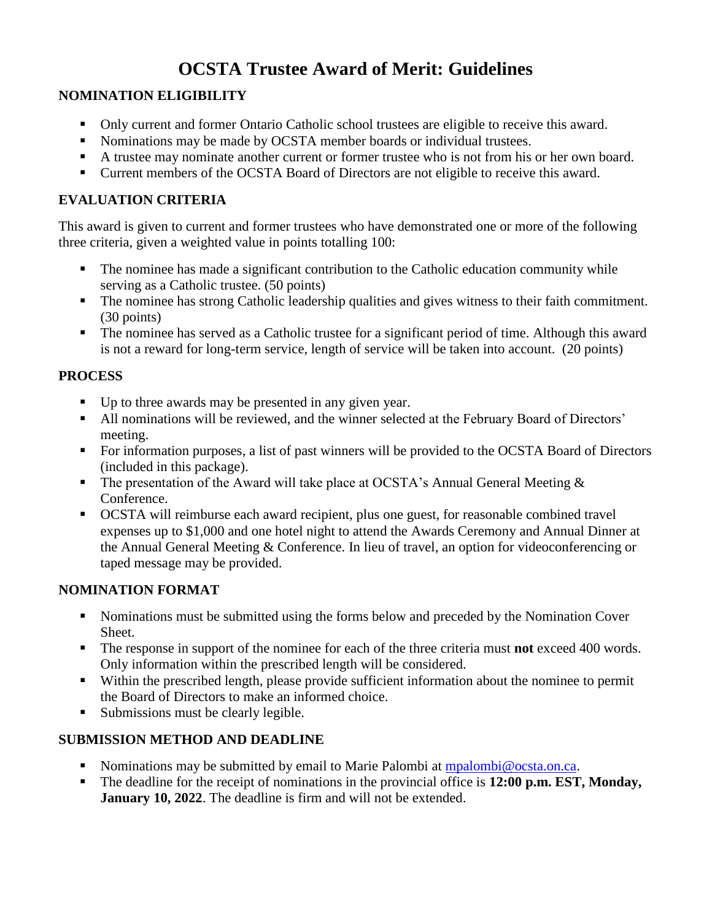# OCSTA Trustee Award of Merit: Guidelines

## NOMINATION ELIGIBILITY

- Only current and former Ontario Catholic school trustees are eligible to receive this award.
- Nominations may be made by OCSTA member boards or individual trustees.
- A trustee may nominate another current or former trustee who is not from his or her own board.
- Current members of the OCSTA Board of Directors are not eligible to receive this award.

## EVALUATION CRITERIA

This award is given to current and former trustees who have demonstrated one or more of the following three criteria, given a weighted value in points totalling 100:

- The nominee has made a significant contribution to the Catholic education community while serving as a Catholic trustee. (50 points)
- The nominee has strong Catholic leadership qualities and gives witness to their faith commitment. (30 points)
- The nominee has served as a Catholic trustee for a significant period of time. Although this award is not a reward for long-term service, length of service will be taken into account. (20 points)

## PROCESS

- Up to three awards may be presented in any given year.
- All nominations will be reviewed, and the winner selected at the February Board of Directors' meeting.
- For information purposes, a list of past winners will be provided to the OCSTA Board of Directors (included in this package).
- The presentation of the Award will take place at OCSTA's Annual General Meeting & Conference.
- OCSTA will reimburse each award recipient, plus one guest, for reasonable combined travel expenses up to $1,000 and one hotel night to attend the Awards Ceremony and Annual Dinner at the Annual General Meeting & Conference. In lieu of travel, an option for videoconferencing or taped message may be provided.

## NOMINATION FORMAT

- Nominations must be submitted using the forms below and preceded by the Nomination Cover Sheet.
- The response in support of the nominee for each of the three criteria must **not** exceed 400 words. Only information within the prescribed length will be considered.
- Within the prescribed length, please provide sufficient information about the nominee to permit the Board of Directors to make an informed choice.
- Submissions must be clearly legible.

## SUBMISSION METHOD AND DEADLINE

- Nominations may be submitted by email to Marie Palombi at mpalombi@ocsta.on.ca.
- The deadline for the receipt of nominations in the provincial office is **12:00 p.m. EST, Monday, January 10, 2022**. The deadline is firm and will not be extended.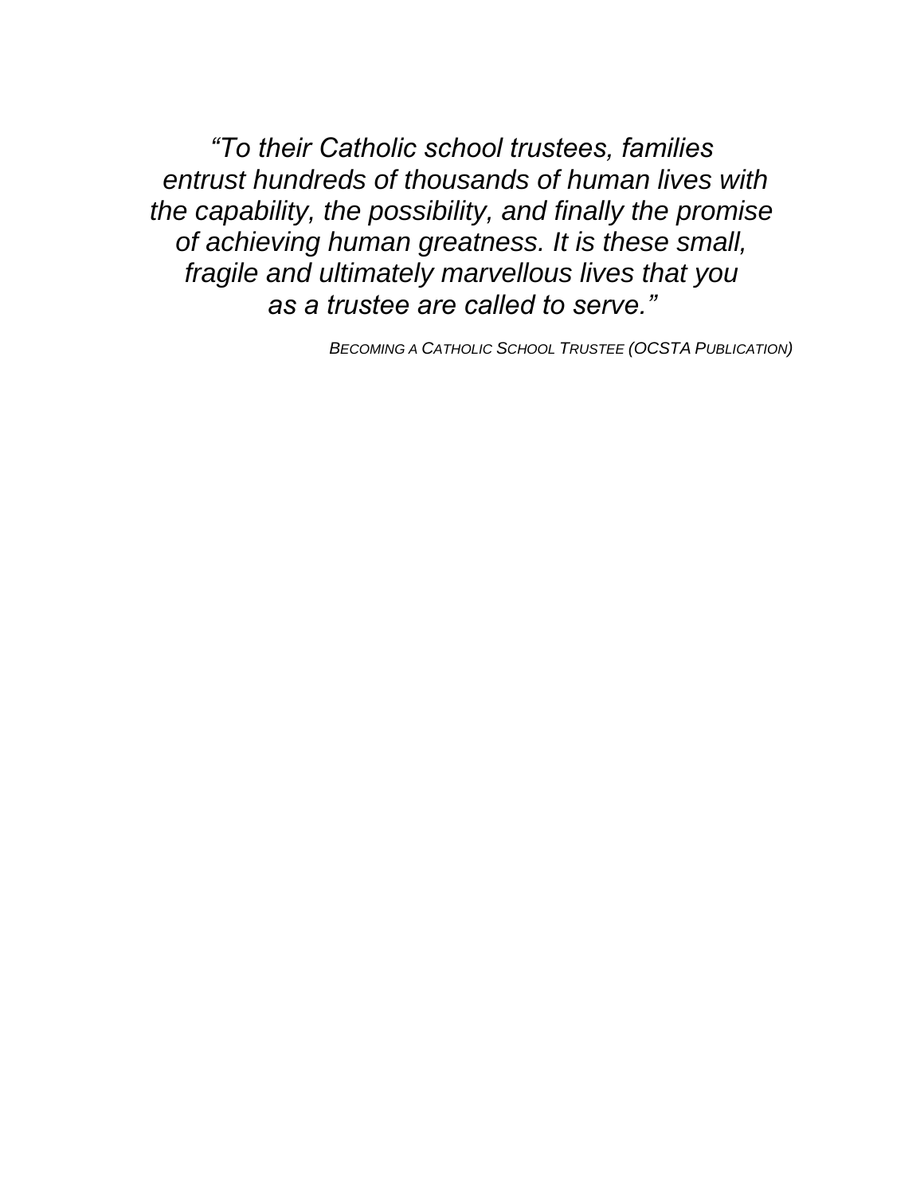*"To their Catholic school trustees, families entrust hundreds of thousands of human lives with the capability, the possibility, and finally the promise of achieving human greatness. It is these small, fragile and ultimately marvellous lives that you as a trustee are called to serve."*

*BECOMING A CATHOLIC SCHOOL TRUSTEE (OCSTA PUBLICATION)*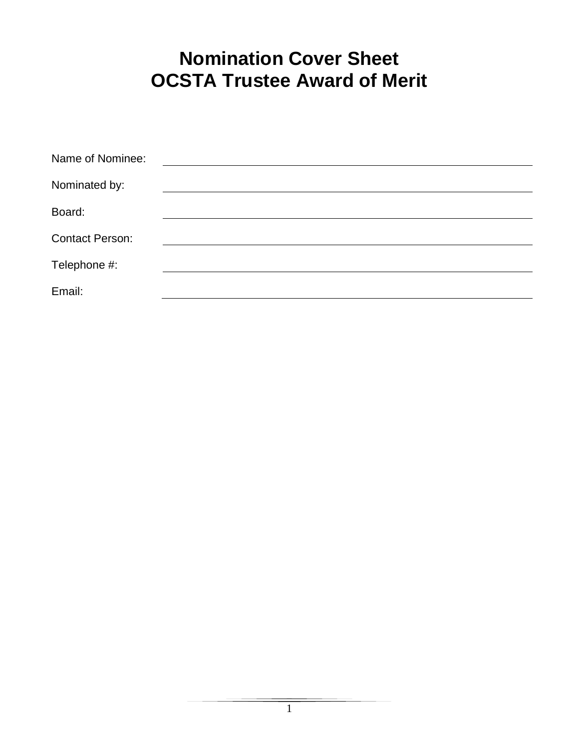# Nomination Cover Sheet
# OCSTA Trustee Award of Merit

Name of Nominee: ______________________________________________

Nominated by: ______________________________________________

Board: ______________________________________________

Contact Person: ______________________________________________

Telephone #: ______________________________________________

Email: ______________________________________________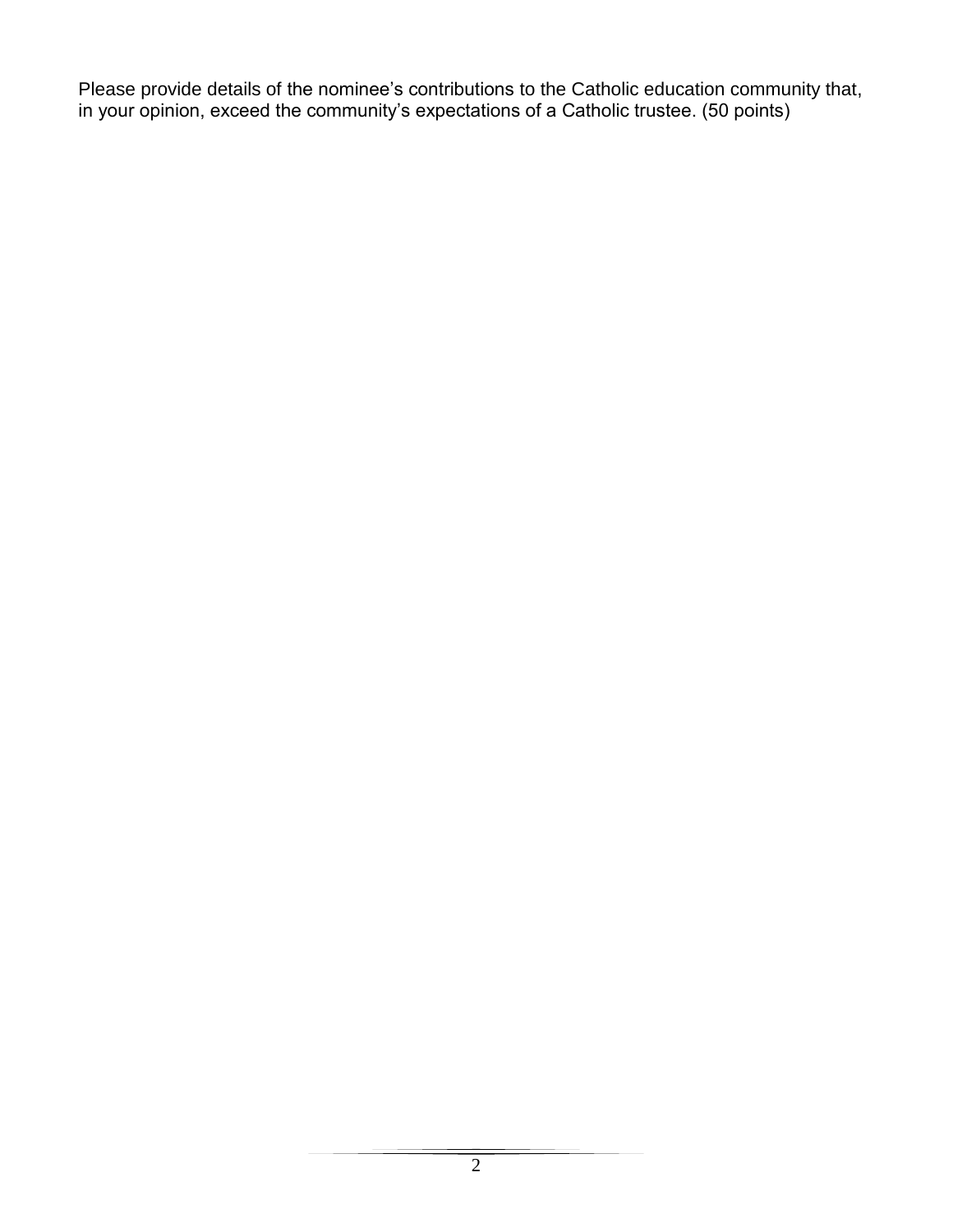Please provide details of the nominee's contributions to the Catholic education community that, in your opinion, exceed the community's expectations of a Catholic trustee. (50 points)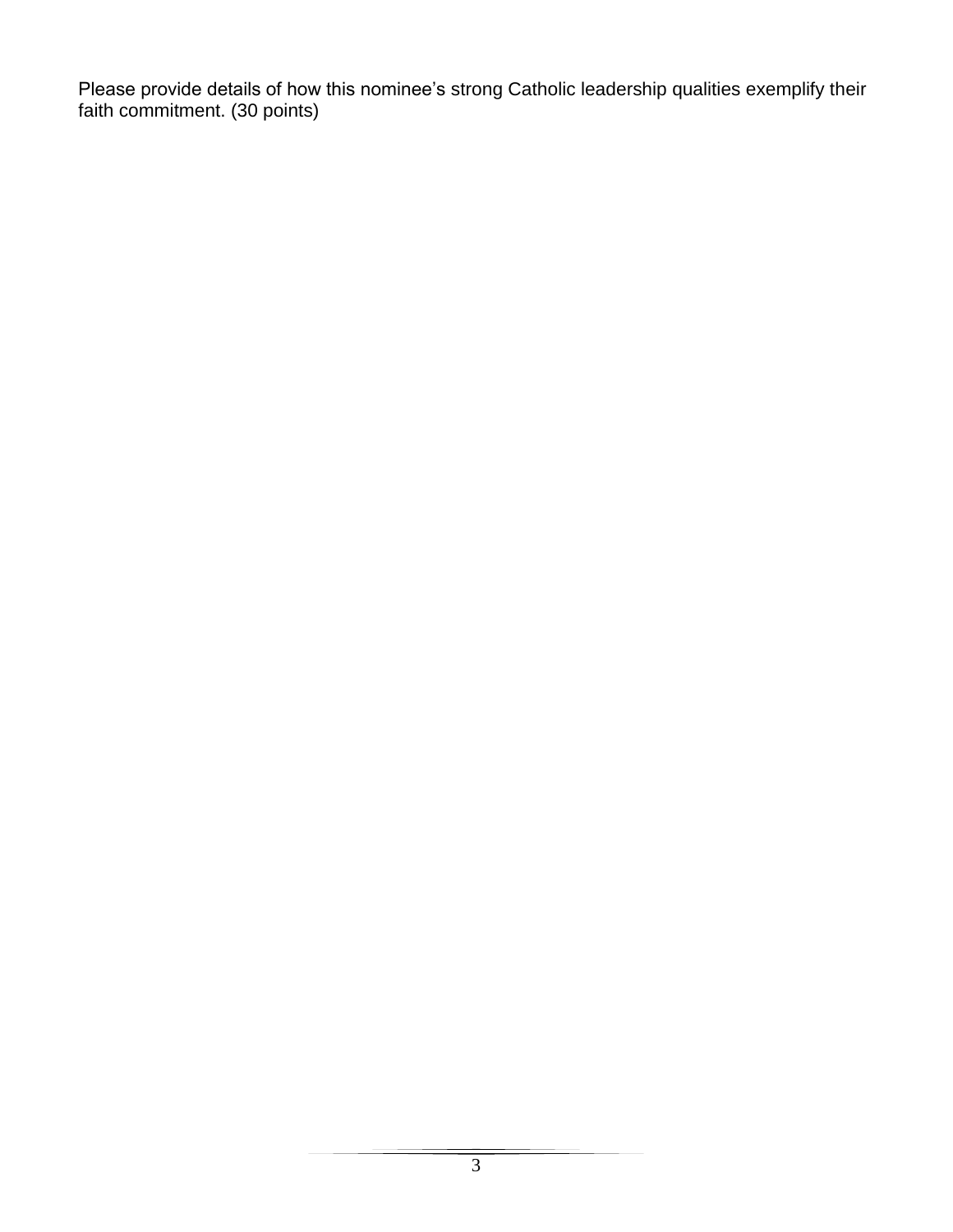Please provide details of how this nominee’s strong Catholic leadership qualities exemplify their faith commitment. (30 points)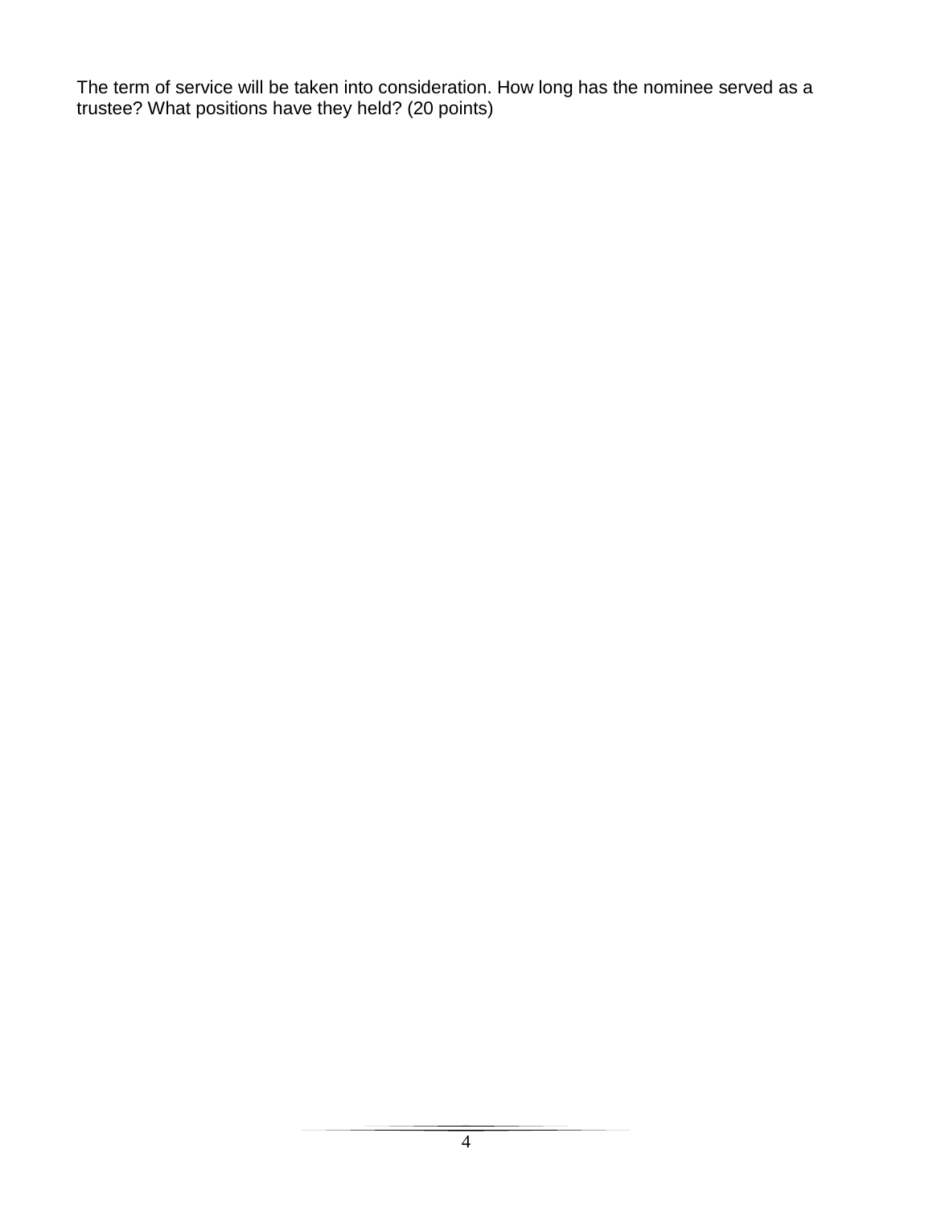The term of service will be taken into consideration. How long has the nominee served as a trustee? What positions have they held? (20 points)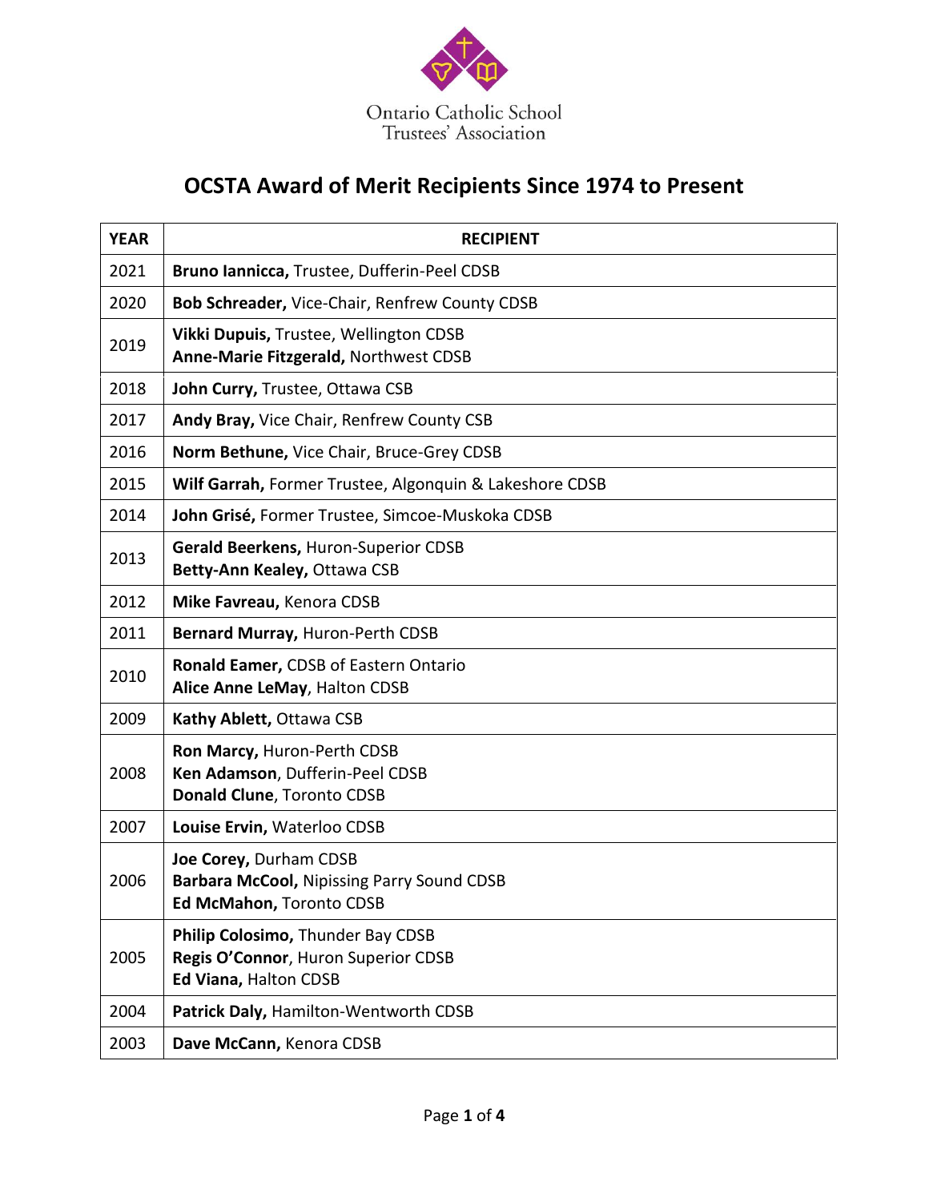Ontario Catholic School Trustees' Association

# OCSTA Award of Merit Recipients Since 1974 to Present

| YEAR | RECIPIENT |
|---|---|
| 2021 | **Bruno Iannicca,** Trustee, Dufferin-Peel CDSB |
| 2020 | **Bob Schreader,** Vice-Chair, Renfrew County CDSB |
| 2019 | **Vikki Dupuis,** Trustee, Wellington CDSB<br>**Anne-Marie Fitzgerald,** Northwest CDSB |
| 2018 | **John Curry,** Trustee, Ottawa CSB |
| 2017 | **Andy Bray,** Vice Chair, Renfrew County CSB |
| 2016 | **Norm Bethune,** Vice Chair, Bruce-Grey CDSB |
| 2015 | **Wilf Garrah,** Former Trustee, Algonquin & Lakeshore CDSB |
| 2014 | **John Grisé,** Former Trustee, Simcoe-Muskoka CDSB |
| 2013 | **Gerald Beerkens,** Huron-Superior CDSB<br>**Betty-Ann Kealey,** Ottawa CSB |
| 2012 | **Mike Favreau,** Kenora CDSB |
| 2011 | **Bernard Murray,** Huron-Perth CDSB |
| 2010 | **Ronald Eamer,** CDSB of Eastern Ontario<br>**Alice Anne LeMay**, Halton CDSB |
| 2009 | **Kathy Ablett,** Ottawa CSB |
| 2008 | **Ron Marcy,** Huron-Perth CDSB<br>**Ken Adamson**, Dufferin-Peel CDSB<br>**Donald Clune**, Toronto CDSB |
| 2007 | **Louise Ervin,** Waterloo CDSB |
| 2006 | **Joe Corey,** Durham CDSB<br>**Barbara McCool,** Nipissing Parry Sound CDSB<br>**Ed McMahon,** Toronto CDSB |
| 2005 | **Philip Colosimo,** Thunder Bay CDSB<br>**Regis O'Connor**, Huron Superior CDSB<br>**Ed Viana,** Halton CDSB |
| 2004 | **Patrick Daly,** Hamilton-Wentworth CDSB |
| 2003 | **Dave McCann,** Kenora CDSB |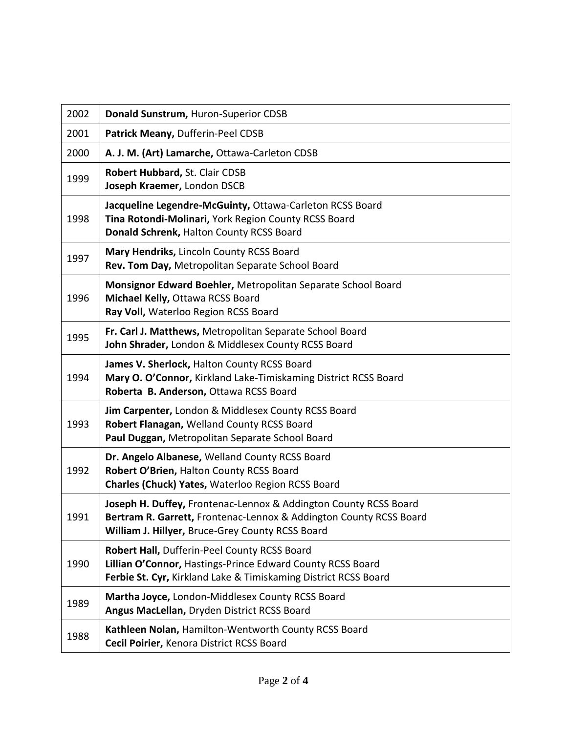| Year | Recipients |
|---|---|
| 2002 | **Donald Sunstrum,** Huron-Superior CDSB |
| 2001 | **Patrick Meany,** Dufferin-Peel CDSB |
| 2000 | **A. J. M. (Art) Lamarche,** Ottawa-Carleton CDSB |
| 1999 | **Robert Hubbard,** St. Clair CDSB<br>**Joseph Kraemer,** London DSCB |
| 1998 | **Jacqueline Legendre-McGuinty,** Ottawa-Carleton RCSS Board<br>**Tina Rotondi-Molinari,** York Region County RCSS Board<br>**Donald Schrenk,** Halton County RCSS Board |
| 1997 | **Mary Hendriks,** Lincoln County RCSS Board<br>**Rev. Tom Day,** Metropolitan Separate School Board |
| 1996 | **Monsignor Edward Boehler,** Metropolitan Separate School Board<br>**Michael Kelly,** Ottawa RCSS Board<br>**Ray Voll,** Waterloo Region RCSS Board |
| 1995 | **Fr. Carl J. Matthews,** Metropolitan Separate School Board<br>**John Shrader,** London & Middlesex County RCSS Board |
| 1994 | **James V. Sherlock,** Halton County RCSS Board<br>**Mary O. O'Connor,** Kirkland Lake-Timiskaming District RCSS Board<br>**Roberta B. Anderson,** Ottawa RCSS Board |
| 1993 | **Jim Carpenter,** London & Middlesex County RCSS Board<br>**Robert Flanagan,** Welland County RCSS Board<br>**Paul Duggan,** Metropolitan Separate School Board |
| 1992 | **Dr. Angelo Albanese,** Welland County RCSS Board<br>**Robert O'Brien,** Halton County RCSS Board<br>**Charles (Chuck) Yates,** Waterloo Region RCSS Board |
| 1991 | **Joseph H. Duffey,** Frontenac-Lennox & Addington County RCSS Board<br>**Bertram R. Garrett,** Frontenac-Lennox & Addington County RCSS Board<br>**William J. Hillyer,** Bruce-Grey County RCSS Board |
| 1990 | **Robert Hall,** Dufferin-Peel County RCSS Board<br>**Lillian O'Connor,** Hastings-Prince Edward County RCSS Board<br>**Ferbie St. Cyr,** Kirkland Lake & Timiskaming District RCSS Board |
| 1989 | **Martha Joyce,** London-Middlesex County RCSS Board<br>**Angus MacLellan,** Dryden District RCSS Board |
| 1988 | **Kathleen Nolan,** Hamilton-Wentworth County RCSS Board<br>**Cecil Poirier,** Kenora District RCSS Board |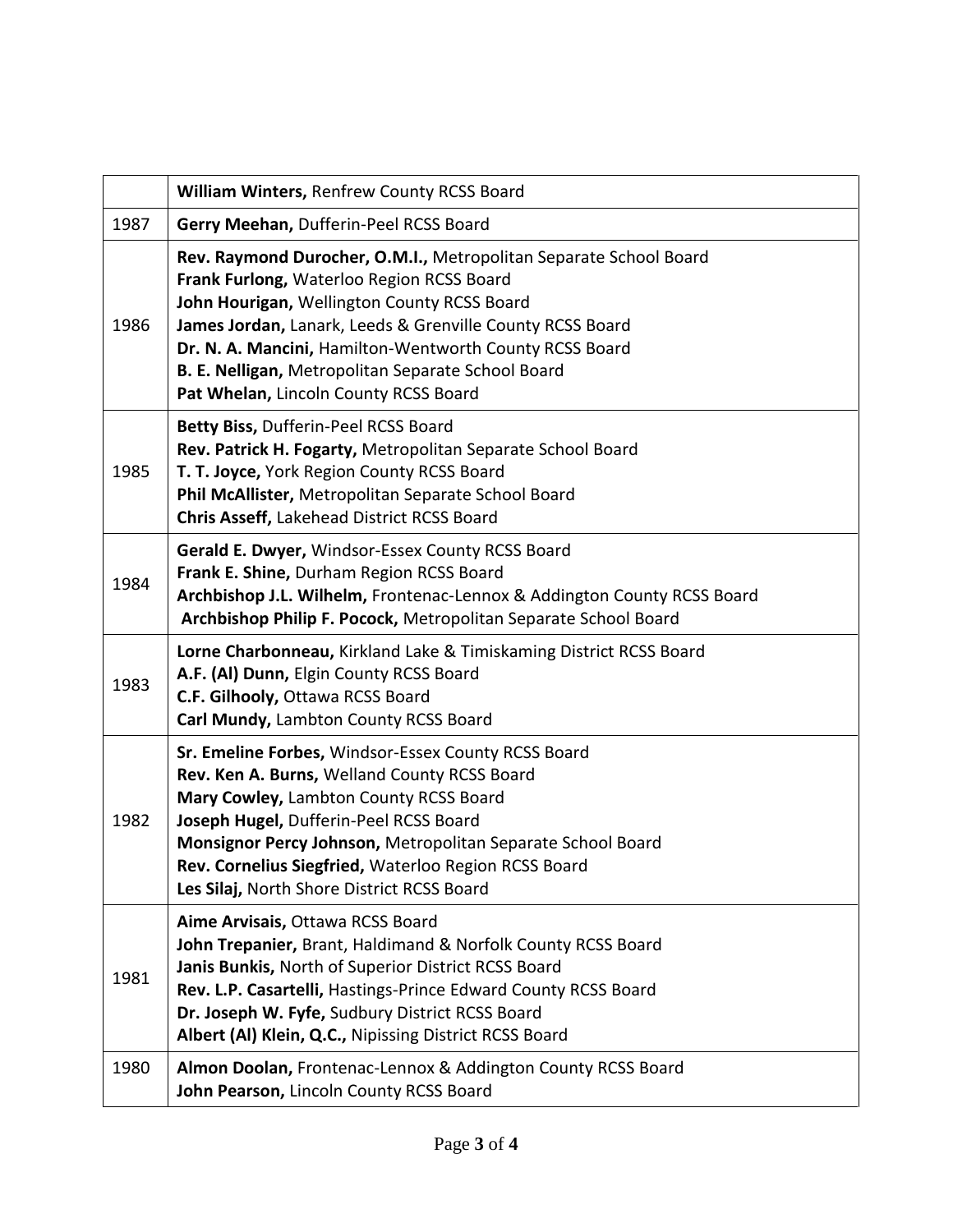| | |
|---|---|
| | **William Winters,** Renfrew County RCSS Board |
| 1987 | **Gerry Meehan,** Dufferin-Peel RCSS Board |
| 1986 | **Rev. Raymond Durocher, O.M.I.,** Metropolitan Separate School Board<br>**Frank Furlong,** Waterloo Region RCSS Board<br>**John Hourigan,** Wellington County RCSS Board<br>**James Jordan,** Lanark, Leeds & Grenville County RCSS Board<br>**Dr. N. A. Mancini,** Hamilton-Wentworth County RCSS Board<br>**B. E. Nelligan,** Metropolitan Separate School Board<br>**Pat Whelan,** Lincoln County RCSS Board |
| 1985 | **Betty Biss,** Dufferin-Peel RCSS Board<br>**Rev. Patrick H. Fogarty,** Metropolitan Separate School Board<br>**T. T. Joyce,** York Region County RCSS Board<br>**Phil McAllister,** Metropolitan Separate School Board<br>**Chris Asseff,** Lakehead District RCSS Board |
| 1984 | **Gerald E. Dwyer,** Windsor-Essex County RCSS Board<br>**Frank E. Shine,** Durham Region RCSS Board<br>**Archbishop J.L. Wilhelm,** Frontenac-Lennox & Addington County RCSS Board<br>**Archbishop Philip F. Pocock,** Metropolitan Separate School Board |
| 1983 | **Lorne Charbonneau,** Kirkland Lake & Timiskaming District RCSS Board<br>**A.F. (Al) Dunn,** Elgin County RCSS Board<br>**C.F. Gilhooly,** Ottawa RCSS Board<br>**Carl Mundy,** Lambton County RCSS Board |
| 1982 | **Sr. Emeline Forbes,** Windsor-Essex County RCSS Board<br>**Rev. Ken A. Burns,** Welland County RCSS Board<br>**Mary Cowley,** Lambton County RCSS Board<br>**Joseph Hugel,** Dufferin-Peel RCSS Board<br>**Monsignor Percy Johnson,** Metropolitan Separate School Board<br>**Rev. Cornelius Siegfried,** Waterloo Region RCSS Board<br>**Les Silaj,** North Shore District RCSS Board |
| 1981 | **Aime Arvisais,** Ottawa RCSS Board<br>**John Trepanier,** Brant, Haldimand & Norfolk County RCSS Board<br>**Janis Bunkis,** North of Superior District RCSS Board<br>**Rev. L.P. Casartelli,** Hastings-Prince Edward County RCSS Board<br>**Dr. Joseph W. Fyfe,** Sudbury District RCSS Board<br>**Albert (Al) Klein, Q.C.,** Nipissing District RCSS Board |
| 1980 | **Almon Doolan,** Frontenac-Lennox & Addington County RCSS Board<br>**John Pearson,** Lincoln County RCSS Board |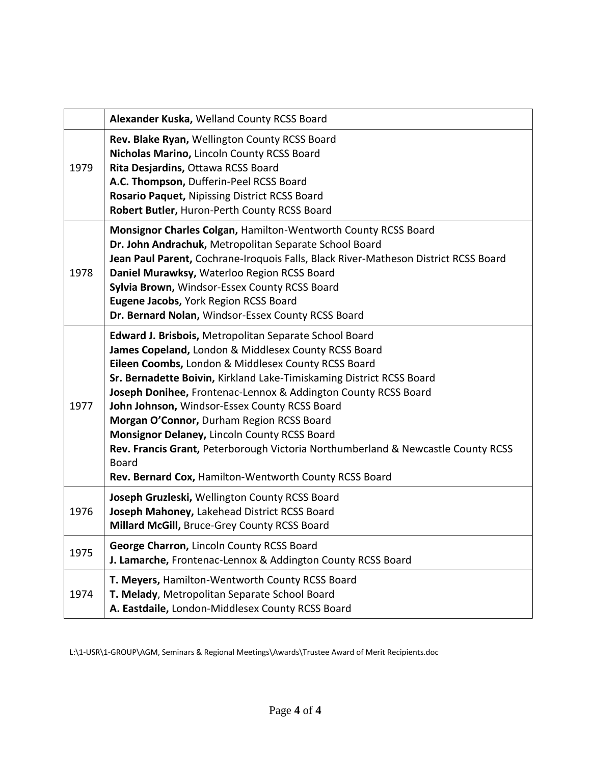| | |
|---|---|
| | **Alexander Kuska,** Welland County RCSS Board |
| 1979 | **Rev. Blake Ryan,** Wellington County RCSS Board<br>**Nicholas Marino,** Lincoln County RCSS Board<br>**Rita Desjardins,** Ottawa RCSS Board<br>**A.C. Thompson,** Dufferin-Peel RCSS Board<br>**Rosario Paquet,** Nipissing District RCSS Board<br>**Robert Butler,** Huron-Perth County RCSS Board |
| 1978 | **Monsignor Charles Colgan,** Hamilton-Wentworth County RCSS Board<br>**Dr. John Andrachuk,** Metropolitan Separate School Board<br>**Jean Paul Parent,** Cochrane-Iroquois Falls, Black River-Matheson District RCSS Board<br>**Daniel Murawksy,** Waterloo Region RCSS Board<br>**Sylvia Brown,** Windsor-Essex County RCSS Board<br>**Eugene Jacobs,** York Region RCSS Board<br>**Dr. Bernard Nolan,** Windsor-Essex County RCSS Board |
| 1977 | **Edward J. Brisbois,** Metropolitan Separate School Board<br>**James Copeland,** London & Middlesex County RCSS Board<br>**Eileen Coombs,** London & Middlesex County RCSS Board<br>**Sr. Bernadette Boivin,** Kirkland Lake-Timiskaming District RCSS Board<br>**Joseph Donihee,** Frontenac-Lennox & Addington County RCSS Board<br>**John Johnson,** Windsor-Essex County RCSS Board<br>**Morgan O'Connor,** Durham Region RCSS Board<br>**Monsignor Delaney,** Lincoln County RCSS Board<br>**Rev. Francis Grant,** Peterborough Victoria Northumberland & Newcastle County RCSS Board<br>**Rev. Bernard Cox,** Hamilton-Wentworth County RCSS Board |
| 1976 | **Joseph Gruzleski,** Wellington County RCSS Board<br>**Joseph Mahoney,** Lakehead District RCSS Board<br>**Millard McGill,** Bruce-Grey County RCSS Board |
| 1975 | **George Charron,** Lincoln County RCSS Board<br>**J. Lamarche,** Frontenac-Lennox & Addington County RCSS Board |
| 1974 | **T. Meyers,** Hamilton-Wentworth County RCSS Board<br>**T. Melady**, Metropolitan Separate School Board<br>**A. Eastdaile,** London-Middlesex County RCSS Board |

L:\1-USR\1-GROUP\AGM, Seminars & Regional Meetings\Awards\Trustee Award of Merit Recipients.doc